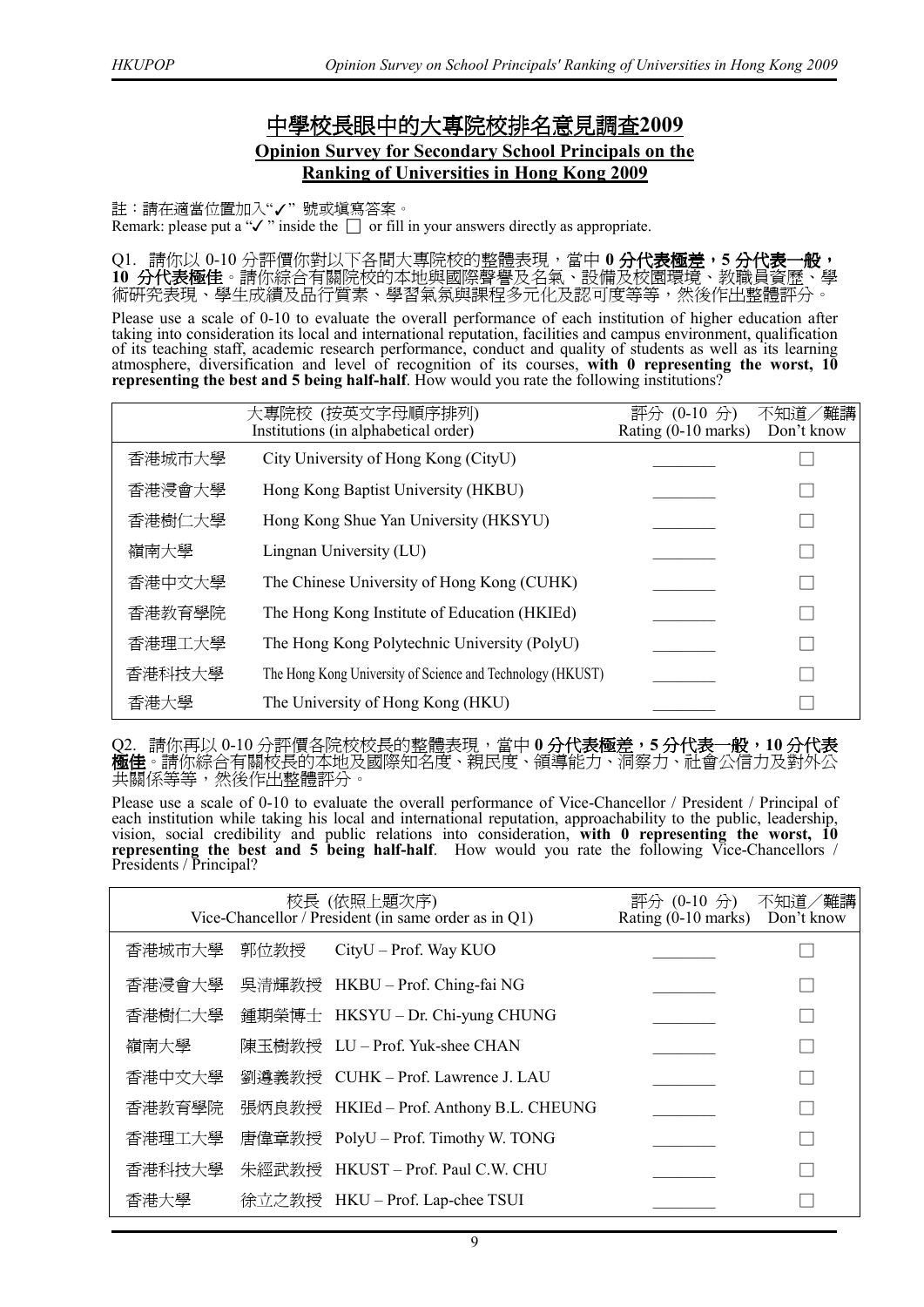# 中學校長眼中的大專院校排名意見調查2009

## Opinion Survey for Secondary School Principals on the Ranking of Universities in Hong Kong 2009

註：請在適當位置加入"✓" 號或填寫答案。
Remark: please put a "✓" inside the ☐ or fill in your answers directly as appropriate.

Q1. 請你以 0-10 分評價你對以下各間大專院校的整體表現，當中 **0 分代表極差，5 分代表一般，10 分代表極佳**。請你綜合有關院校的本地與國際聲譽及名氣、設備及校園環境、教職員資歷、學術研究表現、學生成績及品行質素、學習氣氛與課程多元化及認可度等等，然後作出整體評分。

Please use a scale of 0-10 to evaluate the overall performance of each institution of higher education after taking into consideration its local and international reputation, facilities and campus environment, qualification of its teaching staff, academic research performance, conduct and quality of students as well as its learning atmosphere, diversification and level of recognition of its courses, **with 0 representing the worst, 10 representing the best and 5 being half-half**. How would you rate the following institutions?

| | 大專院校 (按英文字母順序排列) Institutions (in alphabetical order) | 評分 (0-10 分) Rating (0-10 marks) | 不知道／難講 Don't know |
|---|---|---|---|
| 香港城市大學 | City University of Hong Kong (CityU) | ________ | ☐ |
| 香港浸會大學 | Hong Kong Baptist University (HKBU) | ________ | ☐ |
| 香港樹仁大學 | Hong Kong Shue Yan University (HKSYU) | ________ | ☐ |
| 嶺南大學 | Lingnan University (LU) | ________ | ☐ |
| 香港中文大學 | The Chinese University of Hong Kong (CUHK) | ________ | ☐ |
| 香港教育學院 | The Hong Kong Institute of Education (HKIEd) | ________ | ☐ |
| 香港理工大學 | The Hong Kong Polytechnic University (PolyU) | ________ | ☐ |
| 香港科技大學 | The Hong Kong University of Science and Technology (HKUST) | ________ | ☐ |
| 香港大學 | The University of Hong Kong (HKU) | ________ | ☐ |

Q2. 請你再以 0-10 分評價各院校校長的整體表現，當中 **0 分代表極差，5 分代表一般，10 分代表極佳**。請你綜合有關校長的本地及國際知名度、親民度、領導能力、洞察力、社會公信力及對外公共關係等等，然後作出整體評分。

Please use a scale of 0-10 to evaluate the overall performance of Vice-Chancellor / President / Principal of each institution while taking his local and international reputation, approachability to the public, leadership, vision, social credibility and public relations into consideration, **with 0 representing the worst, 10 representing the best and 5 being half-half**. How would you rate the following Vice-Chancellors / Presidents / Principal?

| 校長 (依照上題次序) Vice-Chancellor / President (in same order as in Q1) | | | 評分 (0-10 分) Rating (0-10 marks) | 不知道／難講 Don't know |
|---|---|---|---|---|
| 香港城市大學 | 郭位教授 | CityU – Prof. Way KUO | ________ | ☐ |
| 香港浸會大學 | 吳清輝教授 | HKBU – Prof. Ching-fai NG | ________ | ☐ |
| 香港樹仁大學 | 鍾期榮博士 | HKSYU – Dr. Chi-yung CHUNG | ________ | ☐ |
| 嶺南大學 | 陳玉樹教授 | LU – Prof. Yuk-shee CHAN | ________ | ☐ |
| 香港中文大學 | 劉遵義教授 | CUHK – Prof. Lawrence J. LAU | ________ | ☐ |
| 香港教育學院 | 張炳良教授 | HKIEd – Prof. Anthony B.L. CHEUNG | ________ | ☐ |
| 香港理工大學 | 唐偉章教授 | PolyU – Prof. Timothy W. TONG | ________ | ☐ |
| 香港科技大學 | 朱經武教授 | HKUST – Prof. Paul C.W. CHU | ________ | ☐ |
| 香港大學 | 徐立之教授 | HKU – Prof. Lap-chee TSUI | ________ | ☐ |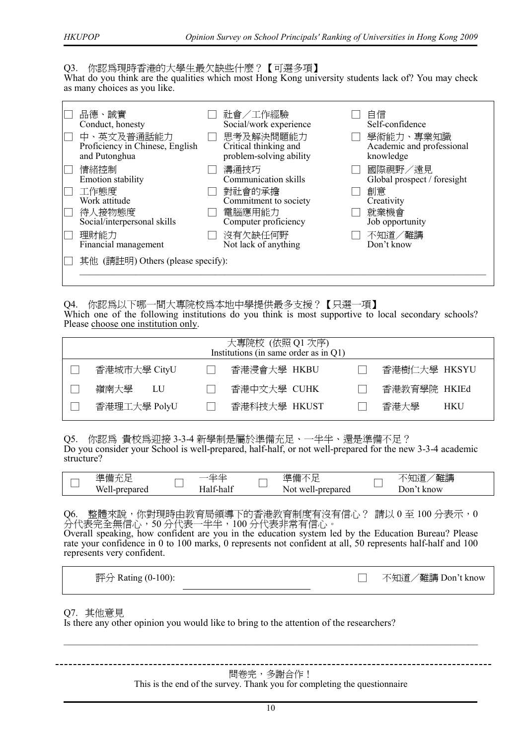Q3. 你認爲現時香港的大學生最欠缺些什麼？【可選多項】
What do you think are the qualities which most Hong Kong university students lack of? You may check as many choices as you like.

| | | |
|---|---|---|
| ☐ 品德、誠實 Conduct, honesty | ☐ 社會／工作經驗 Social/work experience | ☐ 自信 Self-confidence |
| ☐ 中、英文及普通話能力 Proficiency in Chinese, English and Putonghua | ☐ 思考及解決問題能力 Critical thinking and problem-solving ability | ☐ 學術能力、專業知識 Academic and professional knowledge |
| ☐ 情緒控制 Emotion stability | ☐ 溝通技巧 Communication skills | ☐ 國際視野／遠見 Global prospect / foresight |
| ☐ 工作態度 Work attitude | ☐ 對社會的承擔 Commitment to society | ☐ 創意 Creativity |
| ☐ 待人接物態度 Social/interpersonal skills | ☐ 電腦應用能力 Computer proficiency | ☐ 就業機會 Job opportunity |
| ☐ 理財能力 Financial management | ☐ 沒有欠缺任何野 Not lack of anything | ☐ 不知道／難講 Don't know |

☐ 其他 (請註明) Others (please specify): ______________________________

Q4. 你認爲以下哪一間大專院校爲本地中學提供最多支援？【只選一項】
Which one of the following institutions do you think is most supportive to local secondary schools? Please choose one institution only.

大專院校 (依照 Q1 次序)
Institutions (in same order as in Q1)

| | | |
|---|---|---|
| ☐ 香港城市大學 CityU | ☐ 香港浸會大學 HKBU | ☐ 香港樹仁大學 HKSYU |
| ☐ 嶺南大學 LU | ☐ 香港中文大學 CUHK | ☐ 香港教育學院 HKIEd |
| ☐ 香港理工大學 PolyU | ☐ 香港科技大學 HKUST | ☐ 香港大學 HKU |

Q5. 你認爲 貴校爲迎接 3-3-4 新學制是屬於準備充足、一半半、還是準備不足？
Do you consider your School is well-prepared, half-half, or not well-prepared for the new 3-3-4 academic structure?

| | | | |
|---|---|---|---|
| ☐ 準備充足 Well-prepared | ☐ 一半半 Half-half | ☐ 準備不足 Not well-prepared | ☐ 不知道／難講 Don't know |

Q6. 整體來說，你對現時由教育局領導下的香港教育制度有沒有信心？ 請以 0 至 100 分表示，0 分代表完全無信心，50 分代表一半半，100 分代表非常有信心。
Overall speaking, how confident are you in the education system led by the Education Bureau? Please rate your confidence in 0 to 100 marks, 0 represents not confident at all, 50 represents half-half and 100 represents very confident.

評分 Rating (0-100): ____________________ ☐ 不知道／難講 Don't know

Q7. 其他意見
Is there any other opinion you would like to bring to the attention of the researchers?

______________________________

問卷完，多謝合作！
This is the end of the survey. Thank you for completing the questionnaire